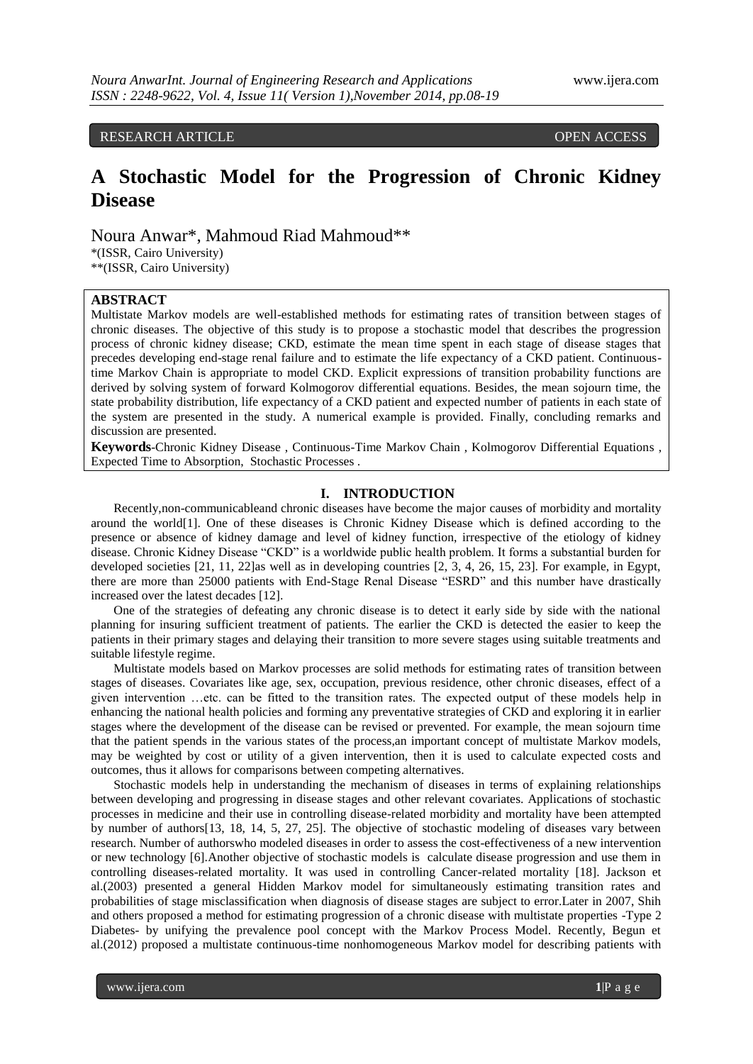RESEARCH ARTICLE OPEN ACCESS

# A Stochastic Model for the Progression of Chronic Kidney Disease

Noura Anwar*, Mahmoud Riad Mahmoud**

*(ISSR, Cairo University)
**(ISSR, Cairo University)

## ABSTRACT

Multistate Markov models are well-established methods for estimating rates of transition between stages of chronic diseases. The objective of this study is to propose a stochastic model that describes the progression process of chronic kidney disease; CKD, estimate the mean time spent in each stage of disease stages that precedes developing end-stage renal failure and to estimate the life expectancy of a CKD patient. Continuous-time Markov Chain is appropriate to model CKD. Explicit expressions of transition probability functions are derived by solving system of forward Kolmogorov differential equations. Besides, the mean sojourn time, the state probability distribution, life expectancy of a CKD patient and expected number of patients in each state of the system are presented in the study. A numerical example is provided. Finally, concluding remarks and discussion are presented.

**Keywords**-Chronic Kidney Disease , Continuous-Time Markov Chain , Kolmogorov Differential Equations , Expected Time to Absorption, Stochastic Processes .

## I. INTRODUCTION

Recently,non-communicableand chronic diseases have become the major causes of morbidity and mortality around the world[1]. One of these diseases is Chronic Kidney Disease which is defined according to the presence or absence of kidney damage and level of kidney function, irrespective of the etiology of kidney disease. Chronic Kidney Disease "CKD" is a worldwide public health problem. It forms a substantial burden for developed societies [21, 11, 22]as well as in developing countries [2, 3, 4, 26, 15, 23]. For example, in Egypt, there are more than 25000 patients with End-Stage Renal Disease "ESRD" and this number have drastically increased over the latest decades [12].

One of the strategies of defeating any chronic disease is to detect it early side by side with the national planning for insuring sufficient treatment of patients. The earlier the CKD is detected the easier to keep the patients in their primary stages and delaying their transition to more severe stages using suitable treatments and suitable lifestyle regime.

Multistate models based on Markov processes are solid methods for estimating rates of transition between stages of diseases. Covariates like age, sex, occupation, previous residence, other chronic diseases, effect of a given intervention …etc. can be fitted to the transition rates. The expected output of these models help in enhancing the national health policies and forming any preventative strategies of CKD and exploring it in earlier stages where the development of the disease can be revised or prevented. For example, the mean sojourn time that the patient spends in the various states of the process,an important concept of multistate Markov models, may be weighted by cost or utility of a given intervention, then it is used to calculate expected costs and outcomes, thus it allows for comparisons between competing alternatives.

Stochastic models help in understanding the mechanism of diseases in terms of explaining relationships between developing and progressing in disease stages and other relevant covariates. Applications of stochastic processes in medicine and their use in controlling disease-related morbidity and mortality have been attempted by number of authors[13, 18, 14, 5, 27, 25]. The objective of stochastic modeling of diseases vary between research. Number of authorswho modeled diseases in order to assess the cost-effectiveness of a new intervention or new technology [6].Another objective of stochastic models is calculate disease progression and use them in controlling diseases-related mortality. It was used in controlling Cancer-related mortality [18]. Jackson et al.(2003) presented a general Hidden Markov model for simultaneously estimating transition rates and probabilities of stage misclassification when diagnosis of disease stages are subject to error.Later in 2007, Shih and others proposed a method for estimating progression of a chronic disease with multistate properties -Type 2 Diabetes- by unifying the prevalence pool concept with the Markov Process Model. Recently, Begun et al.(2012) proposed a multistate continuous-time nonhomogeneous Markov model for describing patients with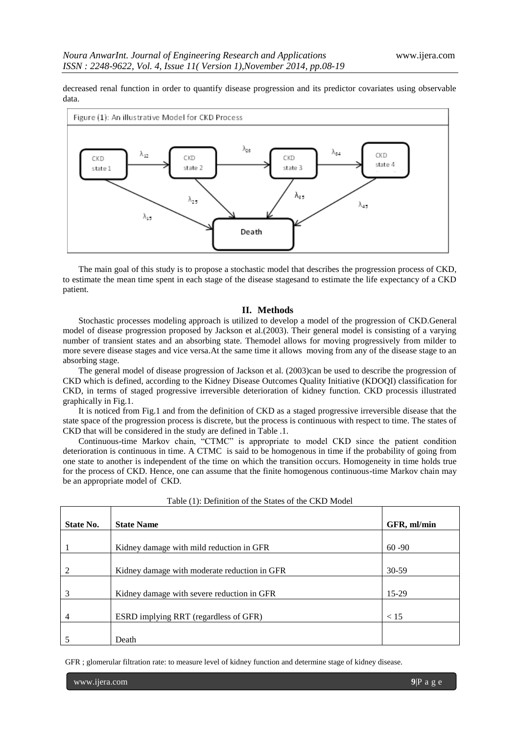decreased renal function in order to quantify disease progression and its predictor covariates using observable data.

Figure (1): An illustrative Model for CKD Process

The main goal of this study is to propose a stochastic model that describes the progression process of CKD, to estimate the mean time spent in each stage of the disease stagesand to estimate the life expectancy of a CKD patient.

## II. Methods

Stochastic processes modeling approach is utilized to develop a model of the progression of CKD.General model of disease progression proposed by Jackson et al.(2003). Their general model is consisting of a varying number of transient states and an absorbing state. Themodel allows for moving progressively from milder to more severe disease stages and vice versa.At the same time it allows moving from any of the disease stage to an absorbing stage.

The general model of disease progression of Jackson et al. (2003)can be used to describe the progression of CKD which is defined, according to the Kidney Disease Outcomes Quality Initiative (KDOQI) classification for CKD, in terms of staged progressive irreversible deterioration of kidney function. CKD processis illustrated graphically in Fig.1.

It is noticed from Fig.1 and from the definition of CKD as a staged progressive irreversible disease that the state space of the progression process is discrete, but the process is continuous with respect to time. The states of CKD that will be considered in the study are defined in Table .1.

Continuous-time Markov chain, "CTMC" is appropriate to model CKD since the patient condition deterioration is continuous in time. A CTMC is said to be homogenous in time if the probability of going from one state to another is independent of the time on which the transition occurs. Homogeneity in time holds true for the process of CKD. Hence, one can assume that the finite homogenous continuous-time Markov chain may be an appropriate model of CKD.

Table (1): Definition of the States of the CKD Model

| State No. | State Name | GFR, ml/min |
|---|---|---|
| 1 | Kidney damage with mild reduction in GFR | 60 -90 |
| 2 | Kidney damage with moderate reduction in GFR | 30-59 |
| 3 | Kidney damage with severe reduction in GFR | 15-29 |
| 4 | ESRD implying RRT (regardless of GFR) | < 15 |
| 5 | Death | |

GFR ; glomerular filtration rate: to measure level of kidney function and determine stage of kidney disease.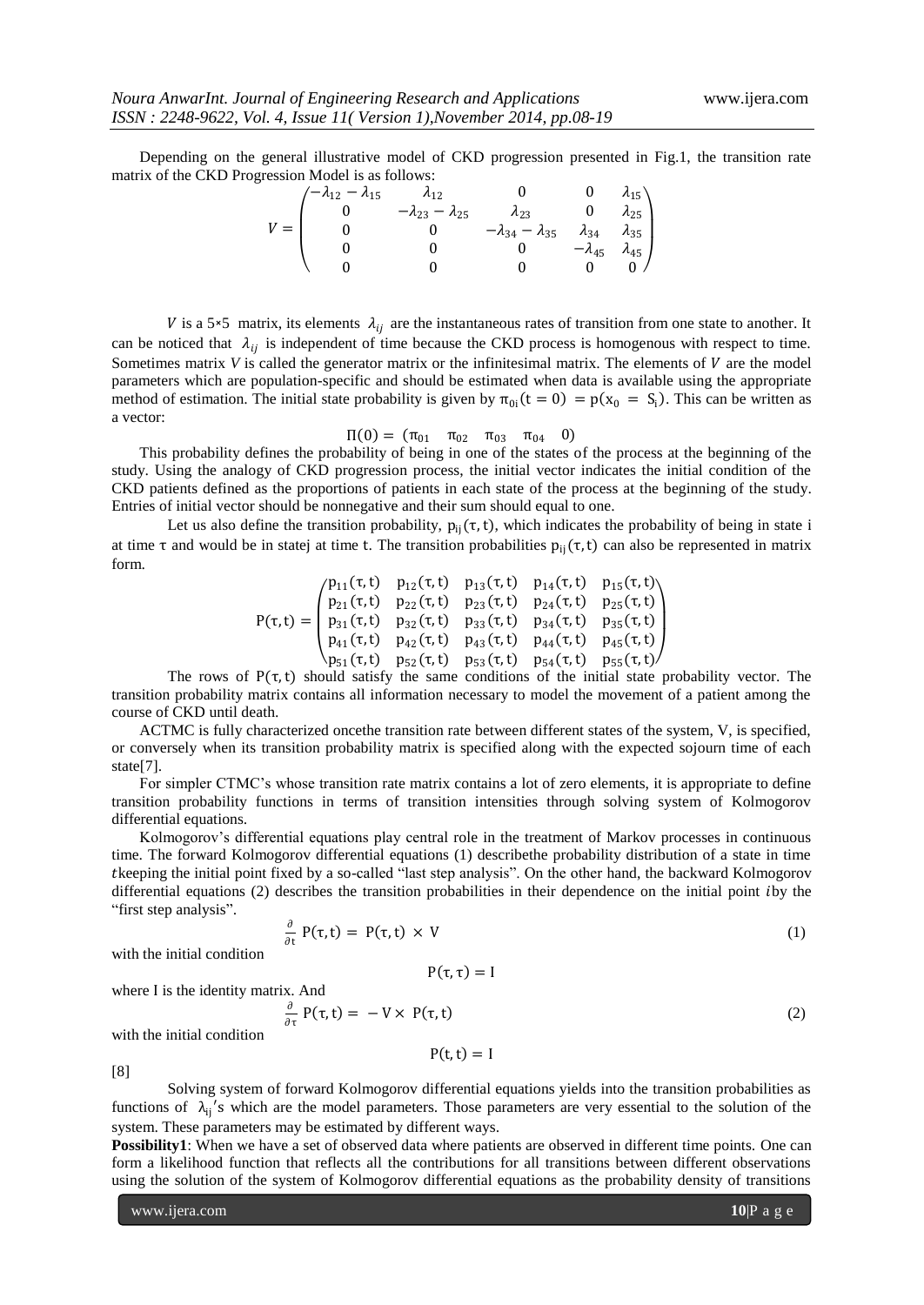Depending on the general illustrative model of CKD progression presented in Fig.1, the transition rate matrix of the CKD Progression Model is as follows:

$$V = \begin{pmatrix} -\lambda_{12} - \lambda_{15} & \lambda_{12} & 0 & 0 & \lambda_{15} \\ 0 & -\lambda_{23} - \lambda_{25} & \lambda_{23} & 0 & \lambda_{25} \\ 0 & 0 & -\lambda_{34} - \lambda_{35} & \lambda_{34} & \lambda_{35} \\ 0 & 0 & 0 & -\lambda_{45} & \lambda_{45} \\ 0 & 0 & 0 & 0 & 0 \end{pmatrix}$$

$V$ is a 5×5 matrix, its elements $\lambda_{ij}$ are the instantaneous rates of transition from one state to another. It can be noticed that $\lambda_{ij}$ is independent of time because the CKD process is homogenous with respect to time. Sometimes matrix $V$ is called the generator matrix or the infinitesimal matrix. The elements of $V$ are the model parameters which are population-specific and should be estimated when data is available using the appropriate method of estimation. The initial state probability is given by $\pi_{0i}(t = 0) = p(x_0 = S_i)$. This can be written as a vector:

$$\Pi(0) = (\pi_{01} \quad \pi_{02} \quad \pi_{03} \quad \pi_{04} \quad 0)$$

This probability defines the probability of being in one of the states of the process at the beginning of the study. Using the analogy of CKD progression process, the initial vector indicates the initial condition of the CKD patients defined as the proportions of patients in each state of the process at the beginning of the study. Entries of initial vector should be nonnegative and their sum should equal to one.

Let us also define the transition probability, $p_{ij}(\tau, t)$, which indicates the probability of being in state i at time $\tau$ and would be in statej at time t. The transition probabilities $p_{ij}(\tau, t)$ can also be represented in matrix form.

$$P(\tau, t) = \begin{pmatrix} p_{11}(\tau, t) & p_{12}(\tau, t) & p_{13}(\tau, t) & p_{14}(\tau, t) & p_{15}(\tau, t) \\ p_{21}(\tau, t) & p_{22}(\tau, t) & p_{23}(\tau, t) & p_{24}(\tau, t) & p_{25}(\tau, t) \\ p_{31}(\tau, t) & p_{32}(\tau, t) & p_{33}(\tau, t) & p_{34}(\tau, t) & p_{35}(\tau, t) \\ p_{41}(\tau, t) & p_{42}(\tau, t) & p_{43}(\tau, t) & p_{44}(\tau, t) & p_{45}(\tau, t) \\ p_{51}(\tau, t) & p_{52}(\tau, t) & p_{53}(\tau, t) & p_{54}(\tau, t) & p_{55}(\tau, t) \end{pmatrix}$$

The rows of $P(\tau, t)$ should satisfy the same conditions of the initial state probability vector. The transition probability matrix contains all information necessary to model the movement of a patient among the course of CKD until death.

ACTMC is fully characterized oncethe transition rate between different states of the system, V, is specified, or conversely when its transition probability matrix is specified along with the expected sojourn time of each state[7].

For simpler CTMC's whose transition rate matrix contains a lot of zero elements, it is appropriate to define transition probability functions in terms of transition intensities through solving system of Kolmogorov differential equations.

Kolmogorov's differential equations play central role in the treatment of Markov processes in continuous time. The forward Kolmogorov differential equations (1) describethe probability distribution of a state in time $t$keeping the initial point fixed by a so-called "last step analysis". On the other hand, the backward Kolmogorov differential equations (2) describes the transition probabilities in their dependence on the initial point $i$by the "first step analysis".

$$\frac{\partial}{\partial t} P(\tau, t) = P(\tau, t) \times V \tag{1}$$

with the initial condition

$$P(\tau, \tau) = I$$

where I is the identity matrix. And

$$\frac{\partial}{\partial \tau} P(\tau, t) = -V \times P(\tau, t) \tag{2}$$

with the initial condition

$$P(t, t) = I$$

[8]

Solving system of forward Kolmogorov differential equations yields into the transition probabilities as functions of $\lambda_{ij}$'s which are the model parameters. Those parameters are very essential to the solution of the system. These parameters may be estimated by different ways.

**Possibility1**: When we have a set of observed data where patients are observed in different time points. One can form a likelihood function that reflects all the contributions for all transitions between different observations using the solution of the system of Kolmogorov differential equations as the probability density of transitions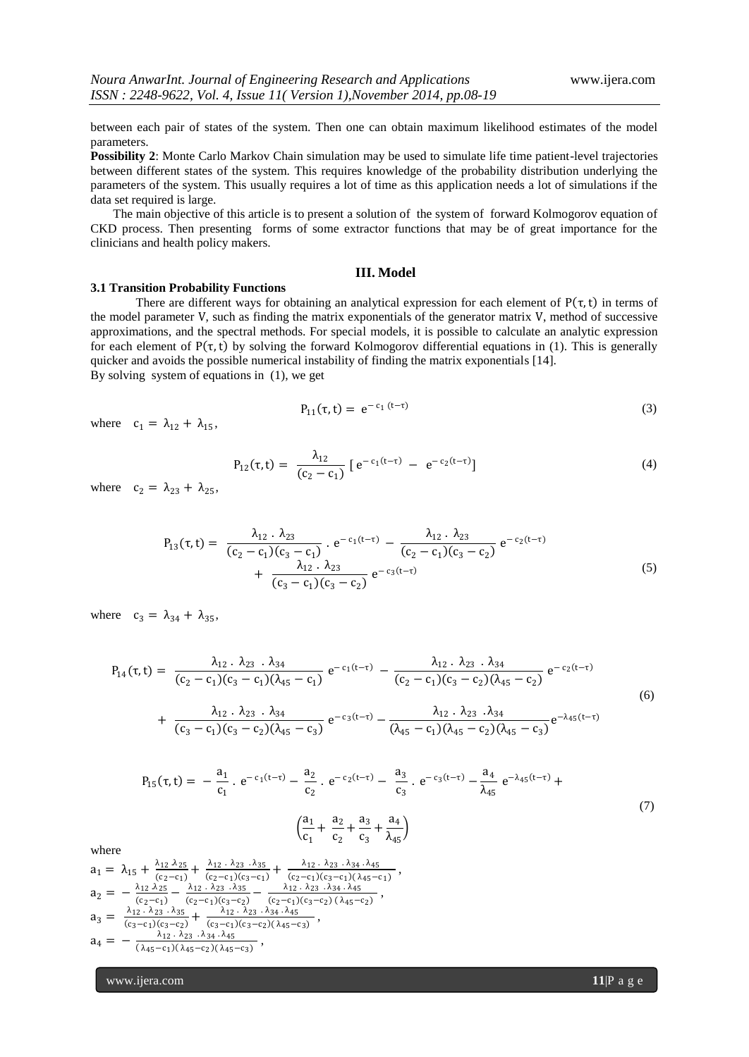between each pair of states of the system. Then one can obtain maximum likelihood estimates of the model parameters.

**Possibility 2**: Monte Carlo Markov Chain simulation may be used to simulate life time patient-level trajectories between different states of the system. This requires knowledge of the probability distribution underlying the parameters of the system. This usually requires a lot of time as this application needs a lot of simulations if the data set required is large.

The main objective of this article is to present a solution of the system of forward Kolmogorov equation of CKD process. Then presenting forms of some extractor functions that may be of great importance for the clinicians and health policy makers.

## III. Model

### 3.1 Transition Probability Functions

There are different ways for obtaining an analytical expression for each element of $P(\tau, t)$ in terms of the model parameter V, such as finding the matrix exponentials of the generator matrix V, method of successive approximations, and the spectral methods. For special models, it is possible to calculate an analytic expression for each element of $P(\tau, t)$ by solving the forward Kolmogorov differential equations in (1). This is generally quicker and avoids the possible numerical instability of finding the matrix exponentials [14].

By solving system of equations in (1), we get

$$P_{11}(\tau, t) = e^{-c_1(t-\tau)} \tag{3}$$

where $c_1 = \lambda_{12} + \lambda_{15}$,

$$P_{12}(\tau, t) = \frac{\lambda_{12}}{(c_2 - c_1)} \left[ e^{-c_1(t-\tau)} - e^{-c_2(t-\tau)} \right] \tag{4}$$

where $c_2 = \lambda_{23} + \lambda_{25}$,

$$P_{13}(\tau, t) = \frac{\lambda_{12} \cdot \lambda_{23}}{(c_2 - c_1)(c_3 - c_1)} \cdot e^{-c_1(t-\tau)} - \frac{\lambda_{12} \cdot \lambda_{23}}{(c_2 - c_1)(c_3 - c_2)} e^{-c_2(t-\tau)} + \frac{\lambda_{12} \cdot \lambda_{23}}{(c_3 - c_1)(c_3 - c_2)} e^{-c_3(t-\tau)} \tag{5}$$

where $c_3 = \lambda_{34} + \lambda_{35}$,

$$P_{14}(\tau, t) = \frac{\lambda_{12} \cdot \lambda_{23} \cdot \lambda_{34}}{(c_2 - c_1)(c_3 - c_1)(\lambda_{45} - c_1)} e^{-c_1(t-\tau)} - \frac{\lambda_{12} \cdot \lambda_{23} \cdot \lambda_{34}}{(c_2 - c_1)(c_3 - c_2)(\lambda_{45} - c_2)} e^{-c_2(t-\tau)} + \frac{\lambda_{12} \cdot \lambda_{23} \cdot \lambda_{34}}{(c_3 - c_1)(c_3 - c_2)(\lambda_{45} - c_3)} e^{-c_3(t-\tau)} - \frac{\lambda_{12} \cdot \lambda_{23} \cdot \lambda_{34}}{(\lambda_{45} - c_1)(\lambda_{45} - c_2)(\lambda_{45} - c_3)} e^{-\lambda_{45}(t-\tau)} \tag{6}$$

$$P_{15}(\tau, t) = -\frac{a_1}{c_1} \cdot e^{-c_1(t-\tau)} - \frac{a_2}{c_2} \cdot e^{-c_2(t-\tau)} - \frac{a_3}{c_3} \cdot e^{-c_3(t-\tau)} - \frac{a_4}{\lambda_{45}} e^{-\lambda_{45}(t-\tau)} + \left( \frac{a_1}{c_1} + \frac{a_2}{c_2} + \frac{a_3}{c_3} + \frac{a_4}{\lambda_{45}} \right) \tag{7}$$

where

$a_1 = \lambda_{15} + \frac{\lambda_{12}\,\lambda_{25}}{(c_2 - c_1)} + \frac{\lambda_{12} \cdot \lambda_{23} \cdot \lambda_{35}}{(c_2 - c_1)(c_3 - c_1)} + \frac{\lambda_{12} \cdot \lambda_{23} \cdot \lambda_{34} \cdot \lambda_{45}}{(c_2 - c_1)(c_3 - c_1)(\lambda_{45} - c_1)}$,

$a_2 = -\frac{\lambda_{12}\,\lambda_{25}}{(c_2 - c_1)} - \frac{\lambda_{12} \cdot \lambda_{23} \cdot \lambda_{35}}{(c_2 - c_1)(c_3 - c_2)} - \frac{\lambda_{12} \cdot \lambda_{23} \cdot \lambda_{34} \cdot \lambda_{45}}{(c_2 - c_1)(c_3 - c_2)(\lambda_{45} - c_2)}$,

$a_3 = \frac{\lambda_{12} \cdot \lambda_{23} \cdot \lambda_{35}}{(c_3 - c_1)(c_3 - c_2)} + \frac{\lambda_{12} \cdot \lambda_{23} \cdot \lambda_{34} \cdot \lambda_{45}}{(c_3 - c_1)(c_3 - c_2)(\lambda_{45} - c_3)}$,

$a_4 = -\frac{\lambda_{12} \cdot \lambda_{23} \cdot \lambda_{34} \cdot \lambda_{45}}{(\lambda_{45} - c_1)(\lambda_{45} - c_2)(\lambda_{45} - c_3)}$,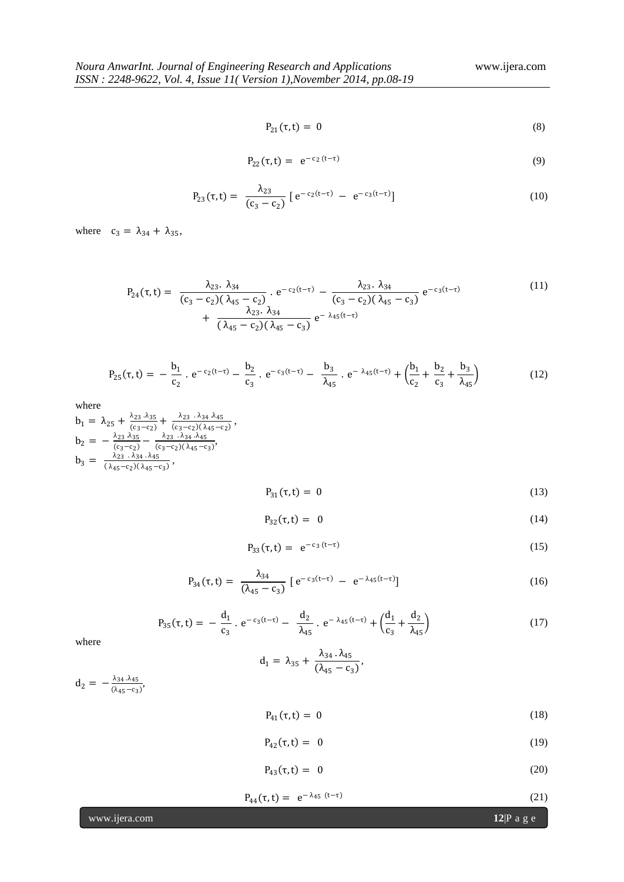$$P_{21}(\tau, t) = 0 \tag{8}$$

$$P_{22}(\tau, t) = e^{-c_2(t-\tau)} \tag{9}$$

$$P_{23}(\tau, t) = \frac{\lambda_{23}}{(c_3 - c_2)} \left[ e^{-c_2(t-\tau)} - e^{-c_3(t-\tau)} \right] \tag{10}$$

where $c_3 = \lambda_{34} + \lambda_{35}$,

$$P_{24}(\tau, t) = \frac{\lambda_{23} .\ \lambda_{34}}{(c_3 - c_2)(\lambda_{45} - c_2)} . e^{-c_2(t-\tau)} - \frac{\lambda_{23} .\ \lambda_{34}}{(c_3 - c_2)(\lambda_{45} - c_3)} e^{-c_3(t-\tau)} + \frac{\lambda_{23} .\ \lambda_{34}}{(\lambda_{45} - c_2)(\lambda_{45} - c_3)} e^{-\lambda_{45}(t-\tau)} \tag{11}$$

$$P_{25}(\tau, t) = -\frac{b_1}{c_2} . e^{-c_2(t-\tau)} - \frac{b_2}{c_3} . e^{-c_3(t-\tau)} - \frac{b_3}{\lambda_{45}} . e^{-\lambda_{45}(t-\tau)} + \left( \frac{b_1}{c_2} + \frac{b_2}{c_3} + \frac{b_3}{\lambda_{45}} \right) \tag{12}$$

where

$b_1 = \lambda_{25} + \frac{\lambda_{23} . \lambda_{35}}{(c_3 - c_2)} + \frac{\lambda_{23} . \lambda_{34} \lambda_{45}}{(c_3 - c_2)(\lambda_{45} - c_2)}$,

$b_2 = -\frac{\lambda_{23} \lambda_{35}}{(c_3 - c_2)} - \frac{\lambda_{23} . \lambda_{34} . \lambda_{45}}{(c_3 - c_2)(\lambda_{45} - c_3)}$,

$b_3 = \frac{\lambda_{23} . \lambda_{34} . \lambda_{45}}{(\lambda_{45} - c_2)(\lambda_{45} - c_3)}$,

$$P_{31}(\tau, t) = 0 \tag{13}$$

$$P_{32}(\tau, t) = 0 \tag{14}$$

$$P_{33}(\tau, t) = e^{-c_3(t-\tau)} \tag{15}$$

$$P_{34}(\tau, t) = \frac{\lambda_{34}}{(\lambda_{45} - c_3)} \left[ e^{-c_3(t-\tau)} - e^{-\lambda_{45}(t-\tau)} \right] \tag{16}$$

$$P_{35}(\tau, t) = -\frac{d_1}{c_3} . e^{-c_3(t-\tau)} - \frac{d_2}{\lambda_{45}} . e^{-\lambda_{45}(t-\tau)} + \left( \frac{d_1}{c_3} + \frac{d_2}{\lambda_{45}} \right) \tag{17}$$

where

$$d_1 = \lambda_{35} + \frac{\lambda_{34} . \lambda_{45}}{(\lambda_{45} - c_3)},$$

$d_2 = -\frac{\lambda_{34} . \lambda_{45}}{(\lambda_{45} - c_3)}$,

$$P_{41}(\tau, t) = 0 \tag{18}$$

$$P_{42}(\tau, t) = 0 \tag{19}$$

$$P_{43}(\tau, t) = 0 \tag{20}$$

$$P_{44}(\tau, t) = e^{-\lambda_{45}(t-\tau)} \tag{21}$$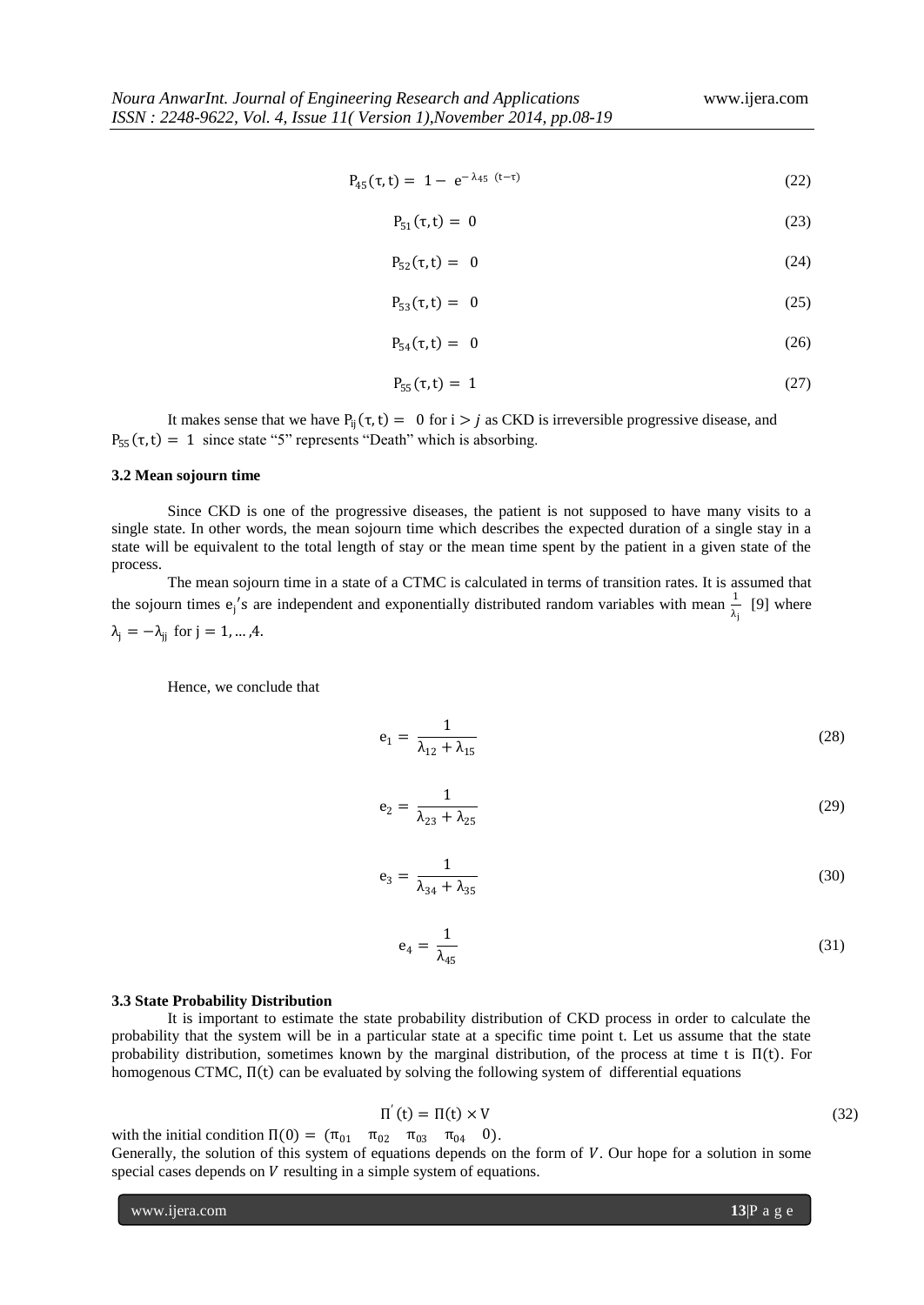$$P_{45}(\tau, t) = 1 - e^{-\lambda_{45}\ (t-\tau)} \tag{22}$$

$$P_{51}(\tau, t) = 0 \tag{23}$$

$$P_{52}(\tau, t) = 0 \tag{24}$$

$$P_{53}(\tau, t) = 0 \tag{25}$$

$$P_{54}(\tau, t) = 0 \tag{26}$$

$$P_{55}(\tau, t) = 1 \tag{27}$$

It makes sense that we have $P_{ij}(\tau, t) = 0$ for $i > j$ as CKD is irreversible progressive disease, and $P_{55}(\tau, t) = 1$ since state "5" represents "Death" which is absorbing.

### 3.2 Mean sojourn time

Since CKD is one of the progressive diseases, the patient is not supposed to have many visits to a single state. In other words, the mean sojourn time which describes the expected duration of a single stay in a state will be equivalent to the total length of stay or the mean time spent by the patient in a given state of the process.

The mean sojourn time in a state of a CTMC is calculated in terms of transition rates. It is assumed that the sojourn times $e_j$'s are independent and exponentially distributed random variables with mean $\frac{1}{\lambda_j}$ [9] where $\lambda_j = -\lambda_{jj}$ for $j = 1, \ldots, 4$.

Hence, we conclude that

$$e_1 = \frac{1}{\lambda_{12} + \lambda_{15}} \tag{28}$$

$$e_2 = \frac{1}{\lambda_{23} + \lambda_{25}} \tag{29}$$

$$e_3 = \frac{1}{\lambda_{34} + \lambda_{35}} \tag{30}$$

$$e_4 = \frac{1}{\lambda_{45}} \tag{31}$$

### 3.3 State Probability Distribution

It is important to estimate the state probability distribution of CKD process in order to calculate the probability that the system will be in a particular state at a specific time point t. Let us assume that the state probability distribution, sometimes known by the marginal distribution, of the process at time t is $\Pi(t)$. For homogenous CTMC, $\Pi(t)$ can be evaluated by solving the following system of differential equations

$$\Pi'(t) = \Pi(t) \times V \tag{32}$$

with the initial condition $\Pi(0) = (\pi_{01} \quad \pi_{02} \quad \pi_{03} \quad \pi_{04} \quad 0)$.

Generally, the solution of this system of equations depends on the form of $V$. Our hope for a solution in some special cases depends on $V$ resulting in a simple system of equations.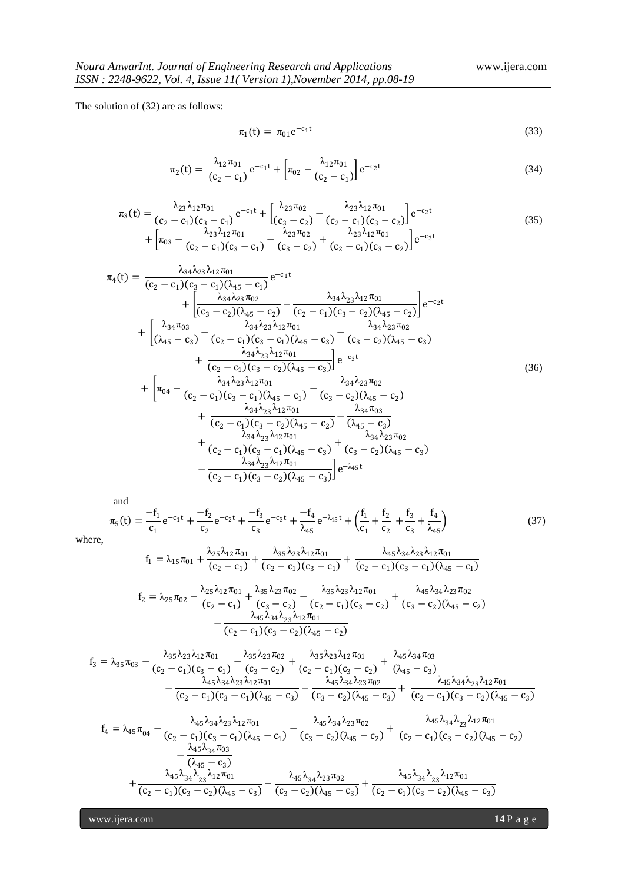The solution of (32) are as follows:

$$\pi_1(t) = \pi_{01} e^{-c_1 t} \tag{33}$$

$$\pi_2(t) = \frac{\lambda_{12}\pi_{01}}{(c_2 - c_1)} e^{-c_1 t} + \left[\pi_{02} - \frac{\lambda_{12}\pi_{01}}{(c_2 - c_1)}\right] e^{-c_2 t} \tag{34}$$

$$\begin{aligned}\pi_3(t) &= \frac{\lambda_{23}\lambda_{12}\pi_{01}}{(c_2 - c_1)(c_3 - c_1)} e^{-c_1 t} + \left[\frac{\lambda_{23}\pi_{02}}{(c_3 - c_2)} - \frac{\lambda_{23}\lambda_{12}\pi_{01}}{(c_2 - c_1)(c_3 - c_2)}\right] e^{-c_2 t} \\ &+ \left[\pi_{03} - \frac{\lambda_{23}\lambda_{12}\pi_{01}}{(c_2 - c_1)(c_3 - c_1)} - \frac{\lambda_{23}\pi_{02}}{(c_3 - c_2)} + \frac{\lambda_{23}\lambda_{12}\pi_{01}}{(c_2 - c_1)(c_3 - c_2)}\right] e^{-c_3 t}\end{aligned} \tag{35}$$

$$\begin{aligned}\pi_4(t) = &\frac{\lambda_{34}\lambda_{23}\lambda_{12}\pi_{01}}{(c_2 - c_1)(c_3 - c_1)(\lambda_{45} - c_1)} e^{-c_1 t} \\ &+ \left[\frac{\lambda_{34}\lambda_{23}\pi_{02}}{(c_3 - c_2)(\lambda_{45} - c_2)} - \frac{\lambda_{34}\lambda_{23}\lambda_{12}\pi_{01}}{(c_2 - c_1)(c_3 - c_2)(\lambda_{45} - c_2)}\right] e^{-c_2 t} \\ &+ \left[\frac{\lambda_{34}\pi_{03}}{(\lambda_{45} - c_3)} - \frac{\lambda_{34}\lambda_{23}\lambda_{12}\pi_{01}}{(c_2 - c_1)(c_3 - c_1)(\lambda_{45} - c_3)} - \frac{\lambda_{34}\lambda_{23}\pi_{02}}{(c_3 - c_2)(\lambda_{45} - c_3)} \right. \\ &\quad \left. + \frac{\lambda_{34}\lambda_{23}\lambda_{12}\pi_{01}}{(c_2 - c_1)(c_3 - c_2)(\lambda_{45} - c_3)}\right] e^{-c_3 t} \\ &+ \left[\pi_{04} - \frac{\lambda_{34}\lambda_{23}\lambda_{12}\pi_{01}}{(c_2 - c_1)(c_3 - c_1)(\lambda_{45} - c_1)} - \frac{\lambda_{34}\lambda_{23}\pi_{02}}{(c_3 - c_2)(\lambda_{45} - c_2)} \right. \\ &\quad + \frac{\lambda_{34}\lambda_{23}\lambda_{12}\pi_{01}}{(c_2 - c_1)(c_3 - c_2)(\lambda_{45} - c_2)} - \frac{\lambda_{34}\pi_{03}}{(\lambda_{45} - c_3)} \\ &\quad + \frac{\lambda_{34}\lambda_{23}\lambda_{12}\pi_{01}}{(c_2 - c_1)(c_3 - c_1)(\lambda_{45} - c_3)} + \frac{\lambda_{34}\lambda_{23}\pi_{02}}{(c_3 - c_2)(\lambda_{45} - c_3)} \\ &\quad \left. - \frac{\lambda_{34}\lambda_{23}\lambda_{12}\pi_{01}}{(c_2 - c_1)(c_3 - c_2)(\lambda_{45} - c_3)}\right] e^{-\lambda_{45} t}\end{aligned} \tag{36}$$

and

$$\pi_5(t) = \frac{-f_1}{c_1} e^{-c_1 t} + \frac{-f_2}{c_2} e^{-c_2 t} + \frac{-f_3}{c_3} e^{-c_3 t} + \frac{-f_4}{\lambda_{45}} e^{-\lambda_{45} t} + \left(\frac{f_1}{c_1} + \frac{f_2}{c_2} + \frac{f_3}{c_3} + \frac{f_4}{\lambda_{45}}\right) \tag{37}$$

where,

$$f_1 = \lambda_{15}\pi_{01} + \frac{\lambda_{25}\lambda_{12}\pi_{01}}{(c_2 - c_1)} + \frac{\lambda_{35}\lambda_{23}\lambda_{12}\pi_{01}}{(c_2 - c_1)(c_3 - c_1)} + \frac{\lambda_{45}\lambda_{34}\lambda_{23}\lambda_{12}\pi_{01}}{(c_2 - c_1)(c_3 - c_1)(\lambda_{45} - c_1)}$$

$$\begin{aligned}f_2 = &\lambda_{25}\pi_{02} - \frac{\lambda_{25}\lambda_{12}\pi_{01}}{(c_2 - c_1)} + \frac{\lambda_{35}\lambda_{23}\pi_{02}}{(c_3 - c_2)} - \frac{\lambda_{35}\lambda_{23}\lambda_{12}\pi_{01}}{(c_2 - c_1)(c_3 - c_2)} + \frac{\lambda_{45}\lambda_{34}\lambda_{23}\pi_{02}}{(c_3 - c_2)(\lambda_{45} - c_2)} \\ &- \frac{\lambda_{45}\lambda_{34}\lambda_{23}\lambda_{12}\pi_{01}}{(c_2 - c_1)(c_3 - c_2)(\lambda_{45} - c_2)}\end{aligned}$$

$$\begin{aligned}f_3 = &\lambda_{35}\pi_{03} - \frac{\lambda_{35}\lambda_{23}\lambda_{12}\pi_{01}}{(c_2 - c_1)(c_3 - c_1)} - \frac{\lambda_{35}\lambda_{23}\pi_{02}}{(c_3 - c_2)} + \frac{\lambda_{35}\lambda_{23}\lambda_{12}\pi_{01}}{(c_2 - c_1)(c_3 - c_2)} + \frac{\lambda_{45}\lambda_{34}\pi_{03}}{(\lambda_{45} - c_3)} \\ &- \frac{\lambda_{45}\lambda_{34}\lambda_{23}\lambda_{12}\pi_{01}}{(c_2 - c_1)(c_3 - c_1)(\lambda_{45} - c_3)} - \frac{\lambda_{45}\lambda_{34}\lambda_{23}\pi_{02}}{(c_3 - c_2)(\lambda_{45} - c_3)} + \frac{\lambda_{45}\lambda_{34}\lambda_{23}\lambda_{12}\pi_{01}}{(c_2 - c_1)(c_3 - c_2)(\lambda_{45} - c_3)}\end{aligned}$$

$$\begin{aligned}f_4 = &\lambda_{45}\pi_{04} - \frac{\lambda_{45}\lambda_{34}\lambda_{23}\lambda_{12}\pi_{01}}{(c_2 - c_1)(c_3 - c_1)(\lambda_{45} - c_1)} - \frac{\lambda_{45}\lambda_{34}\lambda_{23}\pi_{02}}{(c_3 - c_2)(\lambda_{45} - c_2)} + \frac{\lambda_{45}\lambda_{34}\lambda_{23}\lambda_{12}\pi_{01}}{(c_2 - c_1)(c_3 - c_2)(\lambda_{45} - c_2)} \\ &- \frac{\lambda_{45}\lambda_{34}\pi_{03}}{(\lambda_{45} - c_3)} \\ &+ \frac{\lambda_{45}\lambda_{34}\lambda_{23}\lambda_{12}\pi_{01}}{(c_2 - c_1)(c_3 - c_2)(\lambda_{45} - c_3)} - \frac{\lambda_{45}\lambda_{34}\lambda_{23}\pi_{02}}{(c_3 - c_2)(\lambda_{45} - c_3)} + \frac{\lambda_{45}\lambda_{34}\lambda_{23}\lambda_{12}\pi_{01}}{(c_2 - c_1)(c_3 - c_2)(\lambda_{45} - c_3)}\end{aligned}$$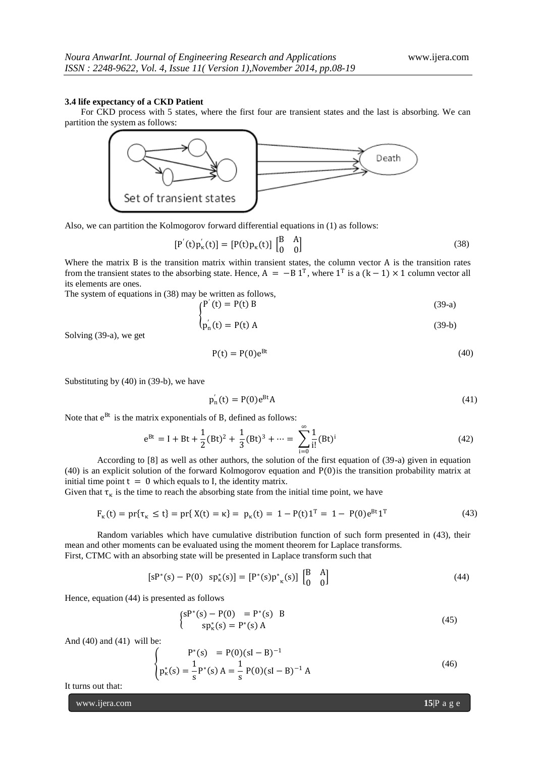### 3.4 life expectancy of a CKD Patient

For CKD process with 5 states, where the first four are transient states and the last is absorbing. We can partition the system as follows:

Also, we can partition the Kolmogorov forward differential equations in (1) as follows:

$$[P'(t) p_\kappa'(t)] = [P(t) p_\kappa(t)] \begin{bmatrix} B & A \\ 0 & 0 \end{bmatrix} \tag{38}$$

Where the matrix B is the transition matrix within transient states, the column vector A is the transition rates from the transient states to the absorbing state. Hence, $A = -B\,1^T$, where $1^T$ is a $(k-1) \times 1$ column vector all its elements are ones.

The system of equations in (38) may be written as follows,

$$\begin{cases} P'(t) = P(t)\, B & \text{(39-a)} \\ p_n'(t) = P(t)\, A & \text{(39-b)} \end{cases}$$

Solving (39-a), we get

$$P(t) = P(0)e^{Bt} \tag{40}$$

Substituting by (40) in (39-b), we have

$$p_n'(t) = P(0)e^{Bt}A \tag{41}$$

Note that $e^{Bt}$ is the matrix exponentials of B, defined as follows:

$$e^{Bt} = I + Bt + \frac{1}{2}(Bt)^2 + \frac{1}{3}(Bt)^3 + \cdots = \sum_{i=0}^{\infty} \frac{1}{i!}(Bt)^i \tag{42}$$

According to [8] as well as other authors, the solution of the first equation of (39-a) given in equation (40) is an explicit solution of the forward Kolmogorov equation and $P(0)$ is the transition probability matrix at initial time point $t = 0$ which equals to I, the identity matrix.

Given that $\tau_\kappa$ is the time to reach the absorbing state from the initial time point, we have

$$F_\kappa(t) = pr\{\tau_\kappa \le t\} = pr\{X(t) = \kappa\} = p_\kappa(t) = 1 - P(t)1^T = 1 - P(0)e^{Bt}1^T \tag{43}$$

Random variables which have cumulative distribution function of such form presented in (43), their mean and other moments can be evaluated using the moment theorem for Laplace transforms.

First, CTMC with an absorbing state will be presented in Laplace transform such that

$$[sP^*(s) - P(0) \quad sp_\kappa^*(s)] = [P^*(s) p^*_\kappa(s)] \begin{bmatrix} B & A \\ 0 & 0 \end{bmatrix} \tag{44}$$

Hence, equation (44) is presented as follows

$$\begin{cases} sP^*(s) - P(0) = P^*(s)\ B \\ sp_\kappa^*(s) = P^*(s)\, A \end{cases} \tag{45}$$

And (40) and (41) will be:

$$\begin{cases} P^*(s) = P(0)(sI - B)^{-1} \\ p_\kappa^*(s) = \dfrac{1}{s}P^*(s)\, A = \dfrac{1}{s}\, P(0)(sI - B)^{-1}\, A \end{cases} \tag{46}$$

It turns out that: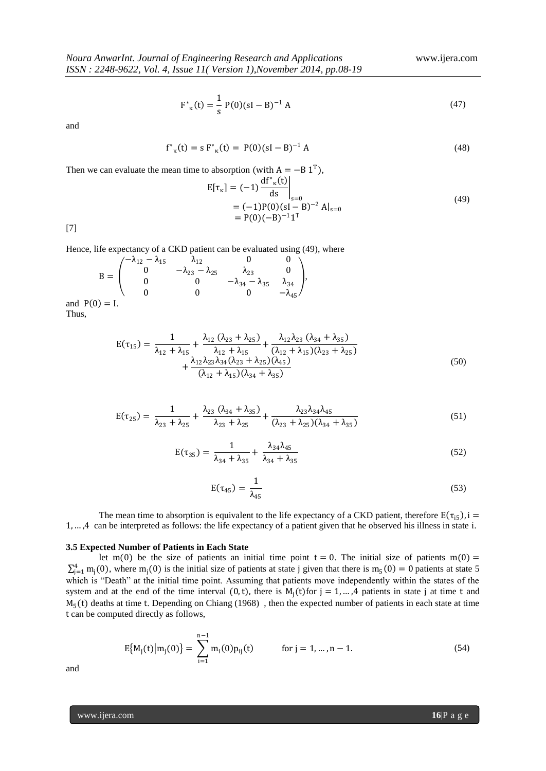$$F^*_{\kappa}(t) = \frac{1}{s} P(0)(sI - B)^{-1} A \tag{47}$$

and

$$f^*_{\kappa}(t) = s\, F^*_{\kappa}(t) = P(0)(sI - B)^{-1} A \tag{48}$$

Then we can evaluate the mean time to absorption (with $A = -B\, 1^T$),

$$\begin{aligned} E[\tau_\kappa] &= (-1) \left.\frac{df^*_{\kappa}(t)}{ds}\right|_{s=0} \\ &= (-1) P(0)(sI - B)^{-2} A|_{s=0} \\ &= P(0)(-B)^{-1} 1^T \end{aligned} \tag{49}$$

[7]

Hence, life expectancy of a CKD patient can be evaluated using (49), where

$$B = \begin{pmatrix} -\lambda_{12} - \lambda_{15} & \lambda_{12} & 0 & 0 \\ 0 & -\lambda_{23} - \lambda_{25} & \lambda_{23} & 0 \\ 0 & 0 & -\lambda_{34} - \lambda_{35} & \lambda_{34} \\ 0 & 0 & 0 & -\lambda_{45} \end{pmatrix},$$

and $P(0) = I$.

Thus,

$$\begin{aligned} E(\tau_{15}) = \frac{1}{\lambda_{12} + \lambda_{15}} + \frac{\lambda_{12}\,(\lambda_{23} + \lambda_{25})}{\lambda_{12} + \lambda_{15}} + \frac{\lambda_{12}\lambda_{23}\,(\lambda_{34} + \lambda_{35})}{(\lambda_{12} + \lambda_{15})(\lambda_{23} + \lambda_{25})} \\ + \frac{\lambda_{12}\lambda_{23}\lambda_{34}\,(\lambda_{23} + \lambda_{25})(\lambda_{45})}{(\lambda_{12} + \lambda_{15})(\lambda_{34} + \lambda_{35})} \end{aligned} \tag{50}$$

$$E(\tau_{25}) = \frac{1}{\lambda_{23} + \lambda_{25}} + \frac{\lambda_{23}\,(\lambda_{34} + \lambda_{35})}{\lambda_{23} + \lambda_{25}} + \frac{\lambda_{23}\lambda_{34}\lambda_{45}}{(\lambda_{23} + \lambda_{25})(\lambda_{34} + \lambda_{35})} \tag{51}$$

$$E(\tau_{35}) = \frac{1}{\lambda_{34} + \lambda_{35}} + \frac{\lambda_{34}\lambda_{45}}{\lambda_{34} + \lambda_{35}} \tag{52}$$

$$E(\tau_{45}) = \frac{1}{\lambda_{45}} \tag{53}$$

The mean time to absorption is equivalent to the life expectancy of a CKD patient, therefore $E(\tau_{i5}), i = 1, \dots, 4$ can be interpreted as follows: the life expectancy of a patient given that he observed his illness in state i.

### 3.5 Expected Number of Patients in Each State

let $m(0)$ be the size of patients an initial time point $t = 0$. The initial size of patients $m(0) = \sum_{j=1}^{4} m_j(0)$, where $m_j(0)$ is the initial size of patients at state j given that there is $m_5(0) = 0$ patients at state 5 which is "Death" at the initial time point. Assuming that patients move independently within the states of the system and at the end of the time interval $(0, t)$, there is $M_j(t)$ for $j = 1, \dots, 4$ patients in state j at time t and $M_5(t)$ deaths at time t. Depending on Chiang (1968) , then the expected number of patients in each state at time t can be computed directly as follows,

$$E\{M_j(t) | m_j(0)\} = \sum_{i=1}^{n-1} m_i(0) p_{ij}(t) \qquad \text{for } j = 1, \dots, n-1. \tag{54}$$

and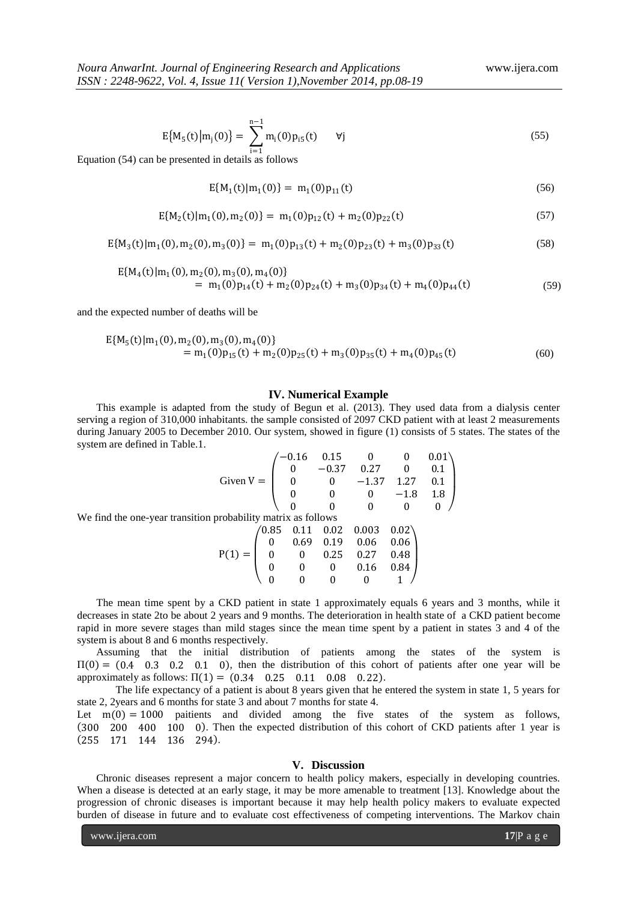$$E\{M_5(t)|m_j(0)\} = \sum_{i=1}^{n-1} m_i(0)p_{i5}(t) \qquad \forall j \tag{55}$$

Equation (54) can be presented in details as follows

$$E\{M_1(t)|m_1(0)\} = m_1(0)p_{11}(t) \tag{56}$$

$$E\{M_2(t)|m_1(0), m_2(0)\} = m_1(0)p_{12}(t) + m_2(0)p_{22}(t) \tag{57}$$

$$E\{M_3(t)|m_1(0), m_2(0), m_3(0)\} = m_1(0)p_{13}(t) + m_2(0)p_{23}(t) + m_3(0)p_{33}(t) \tag{58}$$

$$\begin{aligned} &E\{M_4(t)|m_1(0), m_2(0), m_3(0), m_4(0)\} \\ &\quad = m_1(0)p_{14}(t) + m_2(0)p_{24}(t) + m_3(0)p_{34}(t) + m_4(0)p_{44}(t) \end{aligned} \tag{59}$$

and the expected number of deaths will be

$$\begin{aligned} &E\{M_5(t)|m_1(0), m_2(0), m_3(0), m_4(0)\} \\ &\quad = m_1(0)p_{15}(t) + m_2(0)p_{25}(t) + m_3(0)p_{35}(t) + m_4(0)p_{45}(t) \end{aligned} \tag{60}$$

## IV. Numerical Example

This example is adapted from the study of Begun et al. (2013). They used data from a dialysis center serving a region of 310,000 inhabitants. the sample consisted of 2097 CKD patient with at least 2 measurements during January 2005 to December 2010. Our system, showed in figure (1) consists of 5 states. The states of the system are defined in Table.1.

$$\text{Given } V = \begin{pmatrix} -0.16 & 0.15 & 0 & 0 & 0.01 \\ 0 & -0.37 & 0.27 & 0 & 0.1 \\ 0 & 0 & -1.37 & 1.27 & 0.1 \\ 0 & 0 & 0 & -1.8 & 1.8 \\ 0 & 0 & 0 & 0 & 0 \end{pmatrix}$$

We find the one-year transition probability matrix as follows

$$P(1) = \begin{pmatrix} 0.85 & 0.11 & 0.02 & 0.003 & 0.02 \\ 0 & 0.69 & 0.19 & 0.06 & 0.06 \\ 0 & 0 & 0.25 & 0.27 & 0.48 \\ 0 & 0 & 0 & 0.16 & 0.84 \\ 0 & 0 & 0 & 0 & 1 \end{pmatrix}$$

The mean time spent by a CKD patient in state 1 approximately equals 6 years and 3 months, while it decreases in state 2to be about 2 years and 9 months. The deterioration in health state of a CKD patient become rapid in more severe stages than mild stages since the mean time spent by a patient in states 3 and 4 of the system is about 8 and 6 months respectively.

Assuming that the initial distribution of patients among the states of the system is $\Pi(0) = (0.4 \quad 0.3 \quad 0.2 \quad 0.1 \quad 0)$, then the distribution of this cohort of patients after one year will be approximately as follows: $\Pi(1) = (0.34 \quad 0.25 \quad 0.11 \quad 0.08 \quad 0.22)$.

The life expectancy of a patient is about 8 years given that he entered the system in state 1, 5 years for state 2, 2years and 6 months for state 3 and about 7 months for state 4.

Let $m(0) = 1000$ paitients and divided among the five states of the system as follows, $(300 \quad 200 \quad 400 \quad 100 \quad 0)$. Then the expected distribution of this cohort of CKD patients after 1 year is $(255 \quad 171 \quad 144 \quad 136 \quad 294)$.

## V. Discussion

Chronic diseases represent a major concern to health policy makers, especially in developing countries. When a disease is detected at an early stage, it may be more amenable to treatment [13]. Knowledge about the progression of chronic diseases is important because it may help health policy makers to evaluate expected burden of disease in future and to evaluate cost effectiveness of competing interventions. The Markov chain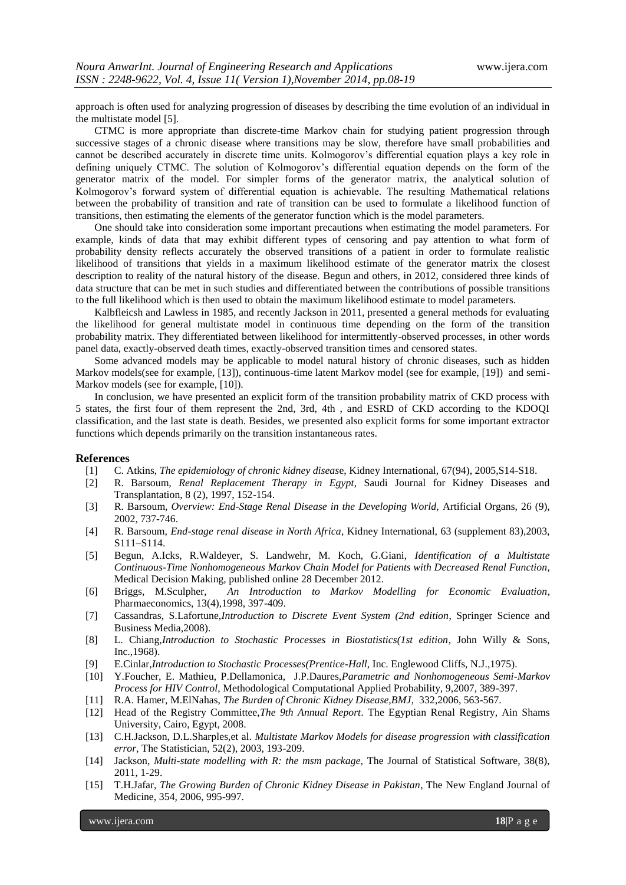approach is often used for analyzing progression of diseases by describing the time evolution of an individual in the multistate model [5].

CTMC is more appropriate than discrete-time Markov chain for studying patient progression through successive stages of a chronic disease where transitions may be slow, therefore have small probabilities and cannot be described accurately in discrete time units. Kolmogorov's differential equation plays a key role in defining uniquely CTMC. The solution of Kolmogorov's differential equation depends on the form of the generator matrix of the model. For simpler forms of the generator matrix, the analytical solution of Kolmogorov's forward system of differential equation is achievable. The resulting Mathematical relations between the probability of transition and rate of transition can be used to formulate a likelihood function of transitions, then estimating the elements of the generator function which is the model parameters.

One should take into consideration some important precautions when estimating the model parameters. For example, kinds of data that may exhibit different types of censoring and pay attention to what form of probability density reflects accurately the observed transitions of a patient in order to formulate realistic likelihood of transitions that yields in a maximum likelihood estimate of the generator matrix the closest description to reality of the natural history of the disease. Begun and others, in 2012, considered three kinds of data structure that can be met in such studies and differentiated between the contributions of possible transitions to the full likelihood which is then used to obtain the maximum likelihood estimate to model parameters.

Kalbfleicsh and Lawless in 1985, and recently Jackson in 2011, presented a general methods for evaluating the likelihood for general multistate model in continuous time depending on the form of the transition probability matrix. They differentiated between likelihood for intermittently-observed processes, in other words panel data, exactly-observed death times, exactly-observed transition times and censored states.

Some advanced models may be applicable to model natural history of chronic diseases, such as hidden Markov models(see for example, [13]), continuous-time latent Markov model (see for example, [19]) and semi-Markov models (see for example, [10]).

In conclusion, we have presented an explicit form of the transition probability matrix of CKD process with 5 states, the first four of them represent the 2nd, 3rd, 4th , and ESRD of CKD according to the KDOQI classification, and the last state is death. Besides, we presented also explicit forms for some important extractor functions which depends primarily on the transition instantaneous rates.

## References

[1] C. Atkins, *The epidemiology of chronic kidney disease*, Kidney International, 67(94), 2005,S14-S18.

[2] R. Barsoum, *Renal Replacement Therapy in Egypt*, Saudi Journal for Kidney Diseases and Transplantation, 8 (2), 1997, 152-154.

[3] R. Barsoum, *Overview: End-Stage Renal Disease in the Developing World,* Artificial Organs, 26 (9), 2002, 737-746.

[4] R. Barsoum, *End-stage renal disease in North Africa*, Kidney International, 63 (supplement 83),2003, S111–S114.

[5] Begun, A.Icks, R.Waldeyer, S. Landwehr, M. Koch, G.Giani, *Identification of a Multistate Continuous-Time Nonhomogeneous Markov Chain Model for Patients with Decreased Renal Function*, Medical Decision Making, published online 28 December 2012.

[6] Briggs, M.Sculpher, *An Introduction to Markov Modelling for Economic Evaluation*, Pharmaeconomics, 13(4),1998, 397-409.

[7] Cassandras, S.Lafortune,*Introduction to Discrete Event System (2nd edition*, Springer Science and Business Media,2008).

[8] L. Chiang,*Introduction to Stochastic Processes in Biostatistics(1st edition*, John Willy & Sons, Inc.,1968).

[9] E.Cinlar,*Introduction to Stochastic Processes(Prentice-Hall*, Inc. Englewood Cliffs, N.J.,1975).

[10] Y.Foucher, E. Mathieu, P.Dellamonica, J.P.Daures,*Parametric and Nonhomogeneous Semi-Markov Process for HIV Control*, Methodological Computational Applied Probability, 9,2007, 389-397.

[11] R.A. Hamer, M.ElNahas, *The Burden of Chronic Kidney Disease,BMJ*, 332,2006, 563-567.

[12] Head of the Registry Committee,*The 9th Annual Report*. The Egyptian Renal Registry, Ain Shams University, Cairo, Egypt, 2008.

[13] C.H.Jackson, D.L.Sharples,et al. *Multistate Markov Models for disease progression with classification error,* The Statistician, 52(2), 2003, 193-209.

[14] Jackson, *Multi-state modelling with R: the msm package,* The Journal of Statistical Software, 38(8), 2011, 1-29.

[15] T.H.Jafar, *The Growing Burden of Chronic Kidney Disease in Pakistan*, The New England Journal of Medicine, 354, 2006, 995-997.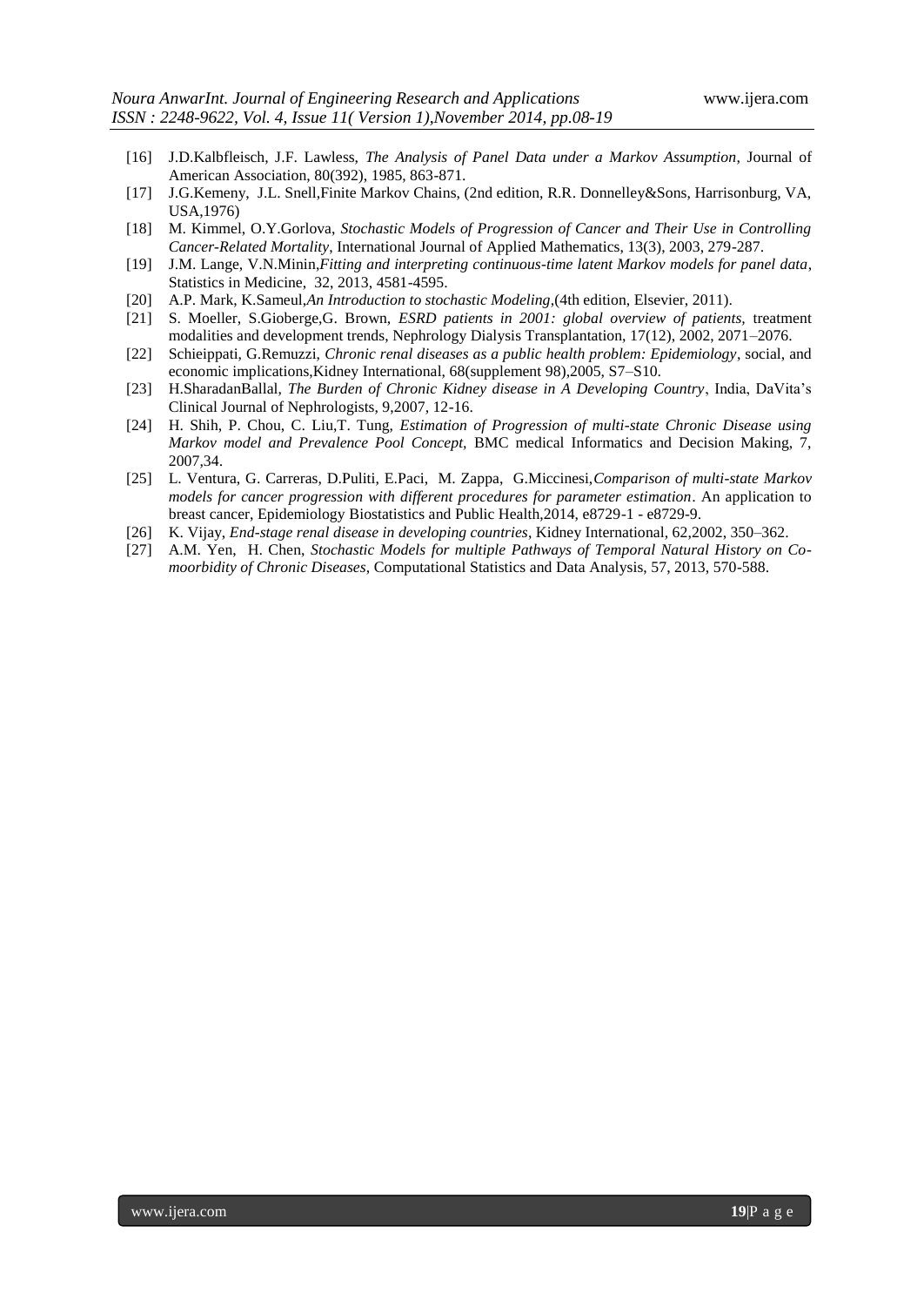[16] J.D.Kalbfleisch, J.F. Lawless, *The Analysis of Panel Data under a Markov Assumption*, Journal of American Association, 80(392), 1985, 863-871.

[17] J.G.Kemeny, J.L. Snell,Finite Markov Chains, (2nd edition, R.R. Donnelley&Sons, Harrisonburg, VA, USA,1976)

[18] M. Kimmel, O.Y.Gorlova, *Stochastic Models of Progression of Cancer and Their Use in Controlling Cancer-Related Mortality*, International Journal of Applied Mathematics, 13(3), 2003, 279-287.

[19] J.M. Lange, V.N.Minin,*Fitting and interpreting continuous-time latent Markov models for panel data*, Statistics in Medicine, 32, 2013, 4581-4595.

[20] A.P. Mark, K.Sameul,*An Introduction to stochastic Modeling*,(4th edition, Elsevier, 2011).

[21] S. Moeller, S.Gioberge,G. Brown, *ESRD patients in 2001: global overview of patients,* treatment modalities and development trends, Nephrology Dialysis Transplantation, 17(12), 2002, 2071–2076.

[22] Schieippati, G.Remuzzi, *Chronic renal diseases as a public health problem: Epidemiology*, social, and economic implications,Kidney International, 68(supplement 98),2005, S7–S10.

[23] H.SharadanBallal, *The Burden of Chronic Kidney disease in A Developing Country*, India, DaVita's Clinical Journal of Nephrologists, 9,2007, 12-16.

[24] H. Shih, P. Chou, C. Liu,T. Tung, *Estimation of Progression of multi-state Chronic Disease using Markov model and Prevalence Pool Concept*, BMC medical Informatics and Decision Making, 7, 2007,34.

[25] L. Ventura, G. Carreras, D.Puliti, E.Paci, M. Zappa, G.Miccinesi,*Comparison of multi-state Markov models for cancer progression with different procedures for parameter estimation*. An application to breast cancer, Epidemiology Biostatistics and Public Health,2014, e8729-1 - e8729-9.

[26] K. Vijay, *End-stage renal disease in developing countries*, Kidney International, 62,2002, 350–362.

[27] A.M. Yen, H. Chen, *Stochastic Models for multiple Pathways of Temporal Natural History on Co-moorbidity of Chronic Diseases*, Computational Statistics and Data Analysis, 57, 2013, 570-588.